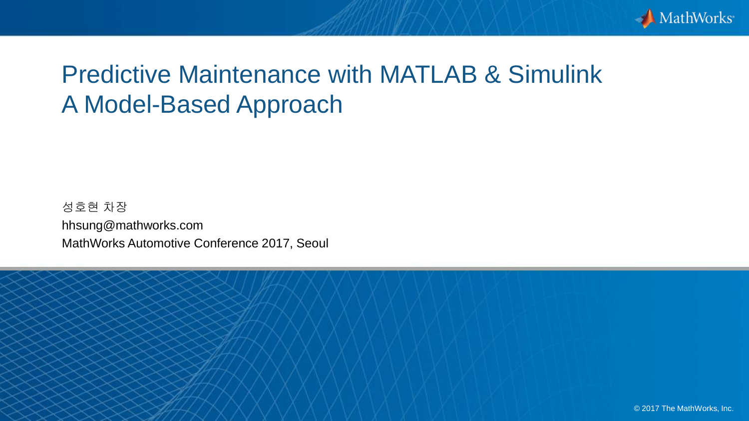# Predictive Maintenance with MATLAB & Simulink
# A Model-Based Approach

성호현 차장

hhsung@mathworks.com

MathWorks Automotive Conference 2017, Seoul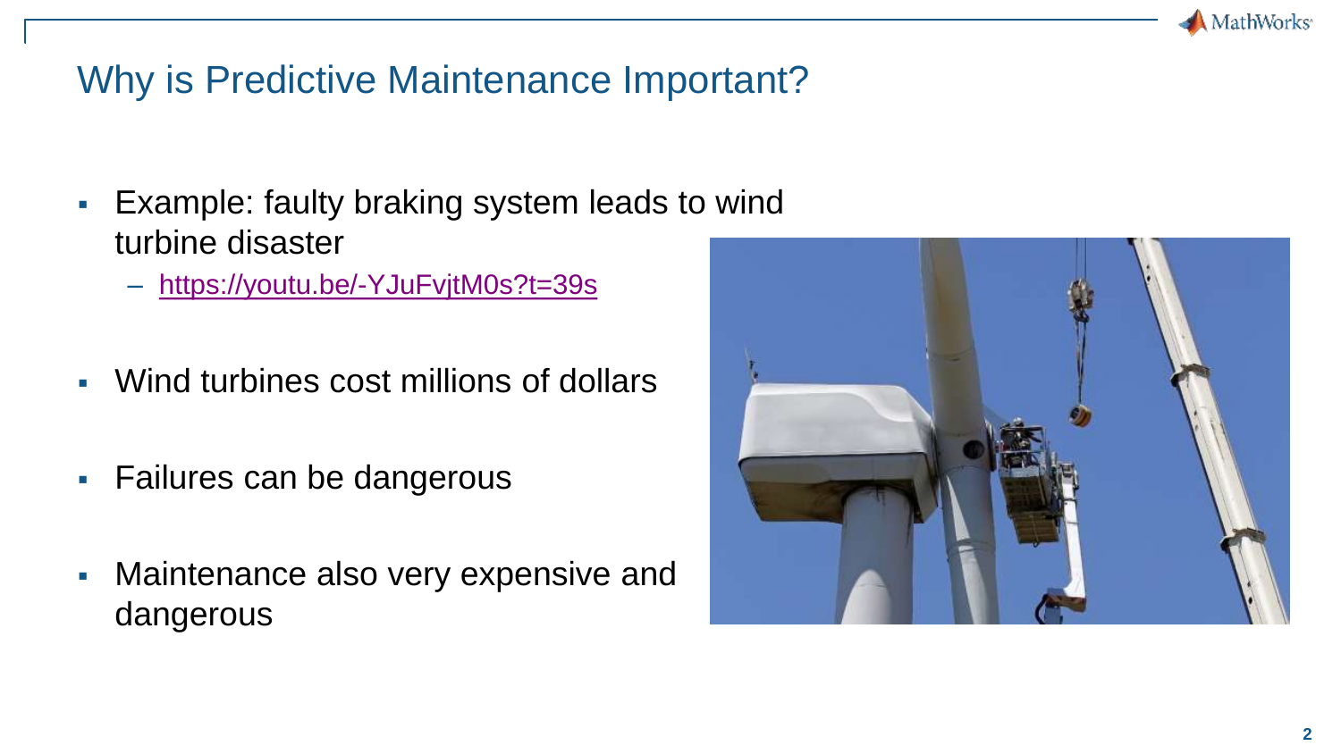# Why is Predictive Maintenance Important?

- Example: faulty braking system leads to wind turbine disaster
  - https://youtu.be/-YJuFvjtM0s?t=39s
- Wind turbines cost millions of dollars
- Failures can be dangerous
- Maintenance also very expensive and dangerous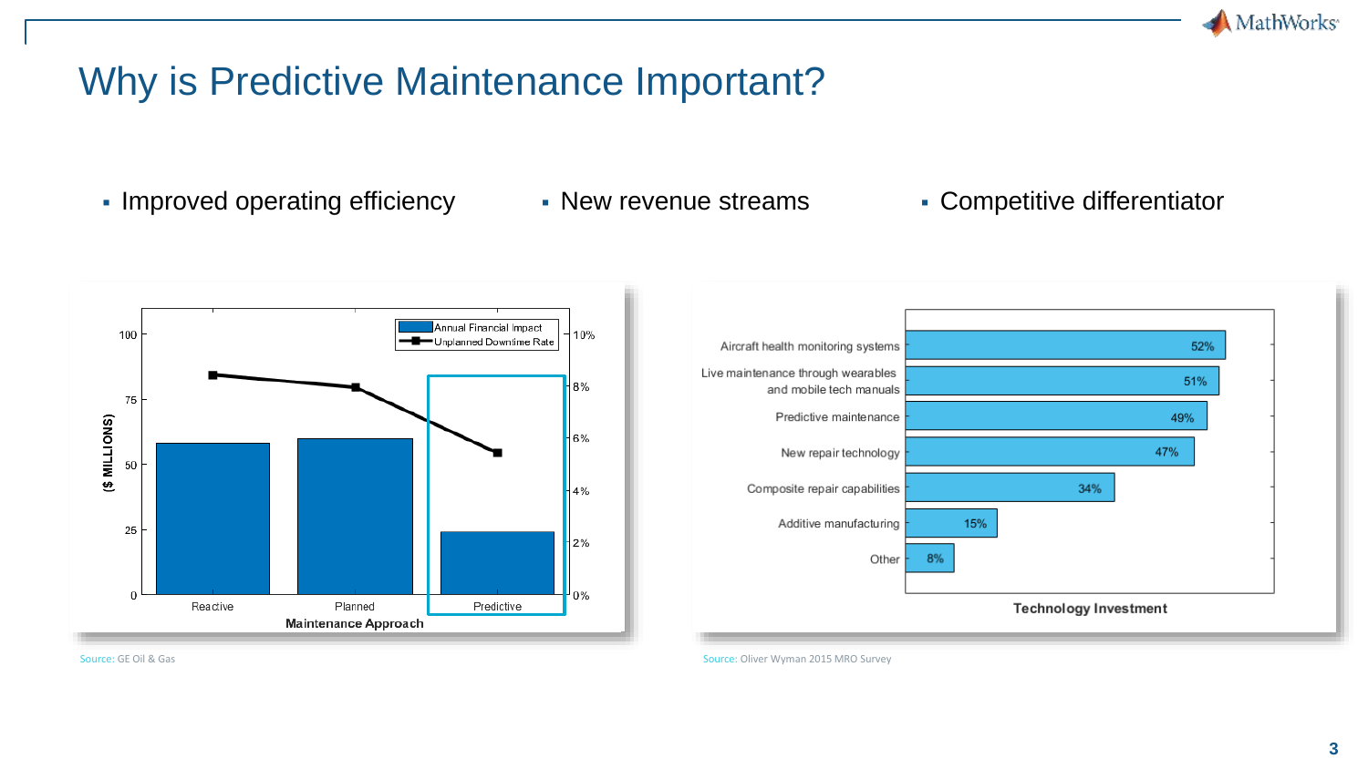# Why is Predictive Maintenance Important?

- Improved operating efficiency
- New revenue streams
- Competitive differentiator

Source: GE Oil & Gas

Source: Oliver Wyman 2015 MRO Survey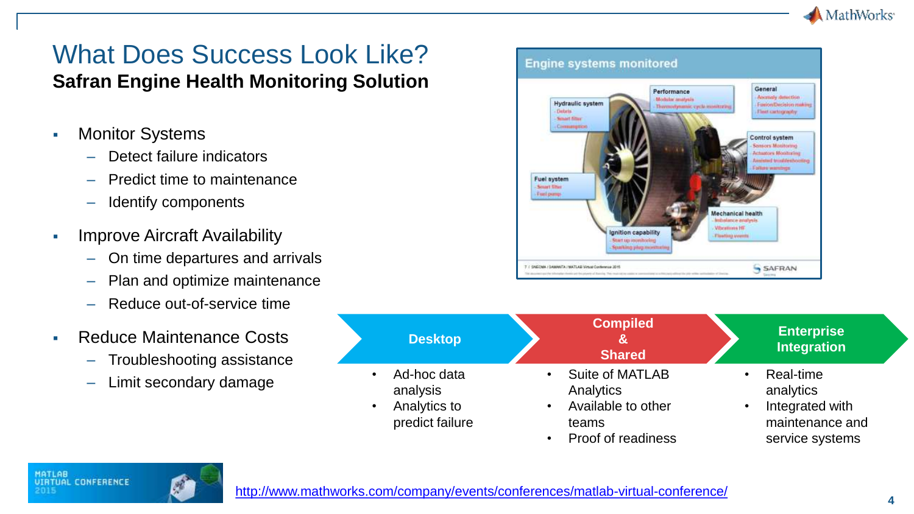# What Does Success Look Like?

## Safran Engine Health Monitoring Solution

- Monitor Systems
  - Detect failure indicators
  - Predict time to maintenance
  - Identify components
- Improve Aircraft Availability
  - On time departures and arrivals
  - Plan and optimize maintenance
  - Reduce out-of-service time
- Reduce Maintenance Costs
  - Troubleshooting assistance
  - Limit secondary damage

**Engine systems monitored**

- Hydraulic system
  - Debris
  - Smart filter
  - Consumption
- Performance
  - Modular analysis
  - Thermodynamic cycle monitoring
- General
  - Anomaly detection
  - Fusion/Decision making
  - Fleet cartography
- Control system
  - Sensors Monitoring
  - Actuators Monitoring
  - Assisted troubleshooting
  - Failure warnings
- Fuel system
  - Smart filter
  - Fuel pump
- Mechanical health
  - Imbalance analysis
  - Vibrations HF
  - Fleeting events
- Ignition capability
  - Start up monitoring
  - Sparking plug monitoring

**Desktop**
- Ad-hoc data analysis
- Analytics to predict failure

**Compiled & Shared**
- Suite of MATLAB Analytics
- Available to other teams
- Proof of readiness

**Enterprise Integration**
- Real-time analytics
- Integrated with maintenance and service systems

http://www.mathworks.com/company/events/conferences/matlab-virtual-conference/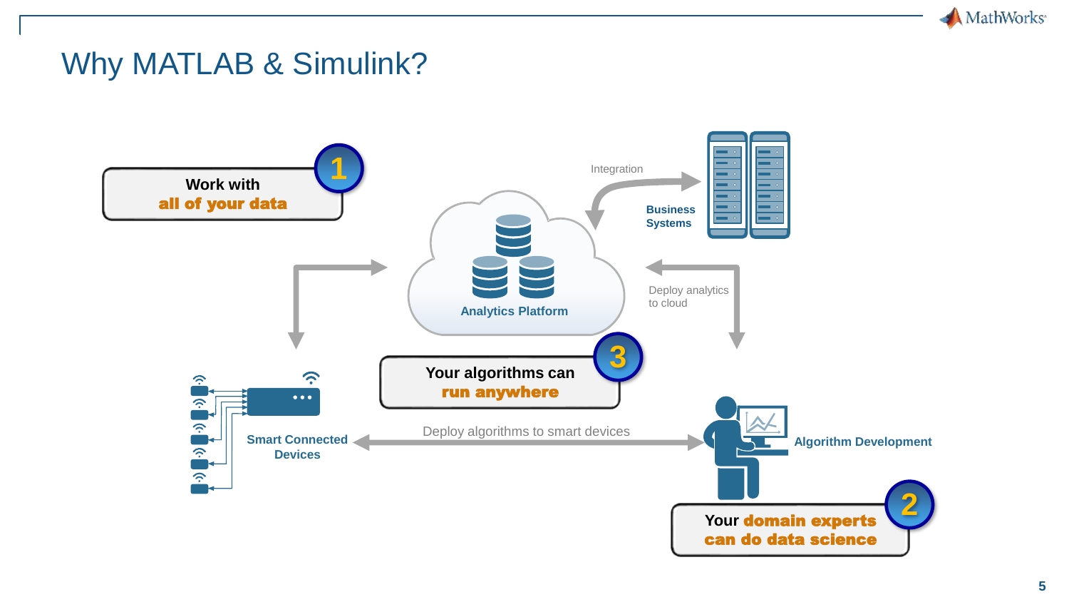# Why MATLAB & Simulink?

**1** Work with **all of your data**

**2** Your **domain experts can do data science**

**3** Your algorithms can **run anywhere**

Analytics Platform

Integration

Business Systems

Deploy analytics to cloud

Smart Connected Devices

Deploy algorithms to smart devices

Algorithm Development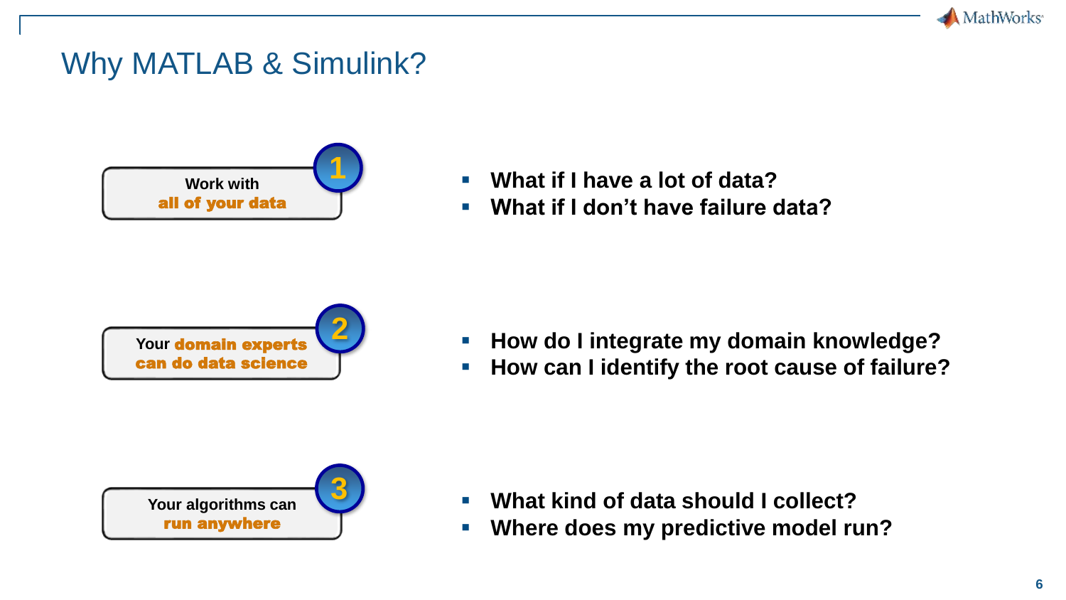# Why MATLAB & Simulink?

**1** Work with **all of your data**

- **What if I have a lot of data?**
- **What if I don't have failure data?**

**2** Your **domain experts can do data science**

- **How do I integrate my domain knowledge?**
- **How can I identify the root cause of failure?**

**3** Your algorithms can **run anywhere**

- **What kind of data should I collect?**
- **Where does my predictive model run?**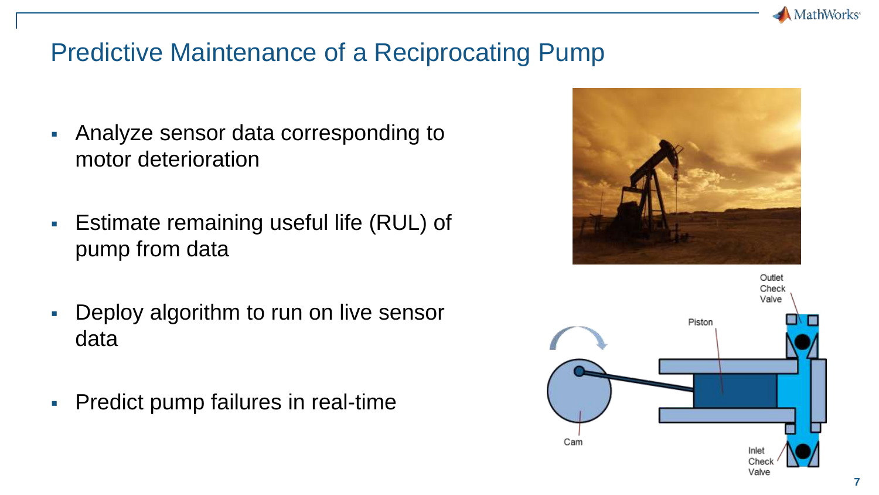# Predictive Maintenance of a Reciprocating Pump

- Analyze sensor data corresponding to motor deterioration
- Estimate remaining useful life (RUL) of pump from data
- Deploy algorithm to run on live sensor data
- Predict pump failures in real-time

Outlet Check Valve

Piston

Cam

Inlet Check Valve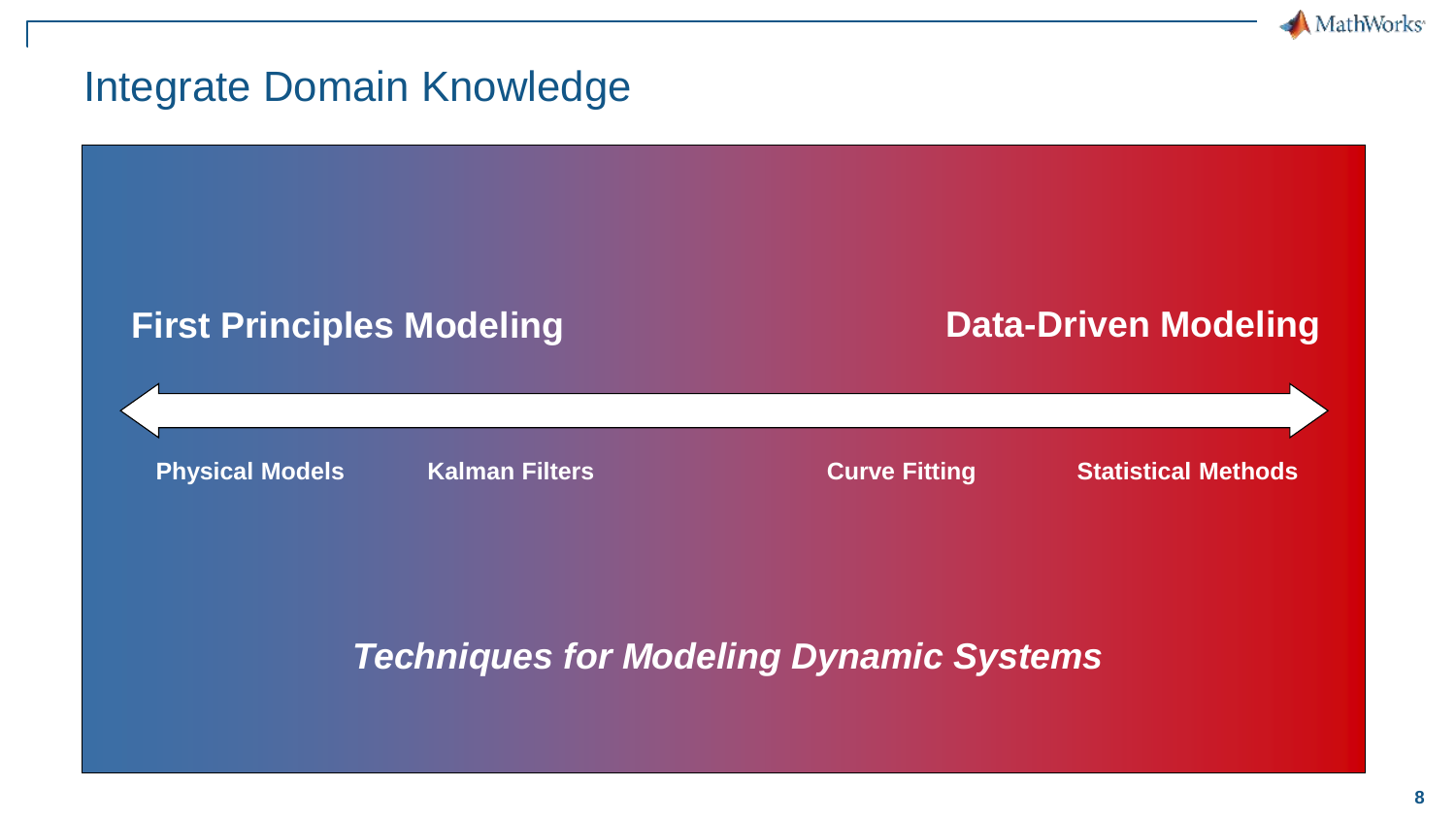# Integrate Domain Knowledge

**First Principles Modeling** ⟷ **Data-Driven Modeling**

**Physical Models** | **Kalman Filters** | **Curve Fitting** | **Statistical Methods**

***Techniques for Modeling Dynamic Systems***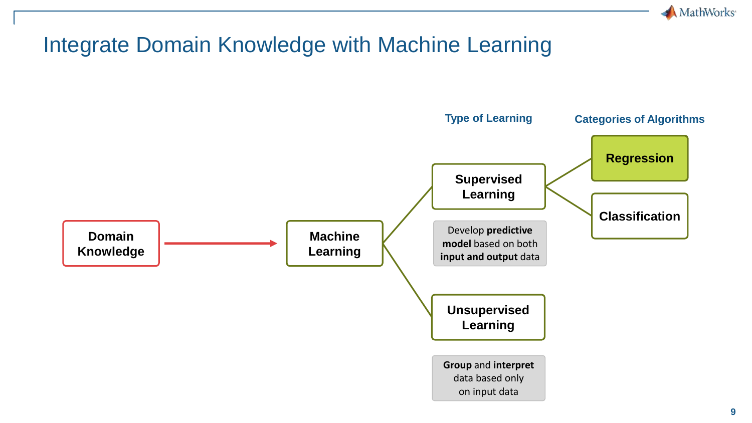# Integrate Domain Knowledge with Machine Learning

**Type of Learning**

**Categories of Algorithms**

**Domain Knowledge** → **Machine Learning**

- **Supervised Learning**
  - Develop **predictive model** based on both **input and output** data
  - Categories of Algorithms:
    - **Regression**
    - **Classification**
- **Unsupervised Learning**
  - **Group** and **interpret** data based only on input data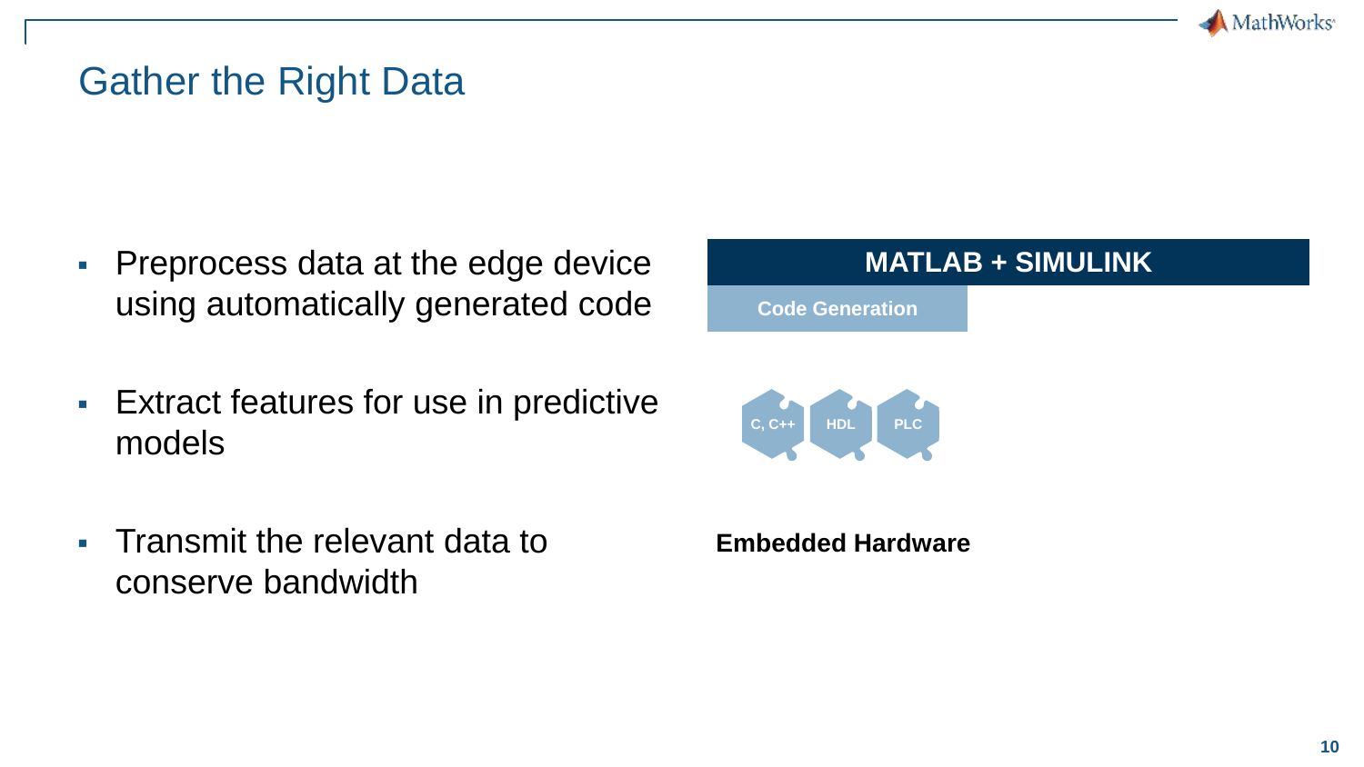# Gather the Right Data

- Preprocess data at the edge device using automatically generated code
- Extract features for use in predictive models
- Transmit the relevant data to conserve bandwidth

**MATLAB + SIMULINK**

**Code Generation**

C, C++ | HDL | PLC

**Embedded Hardware**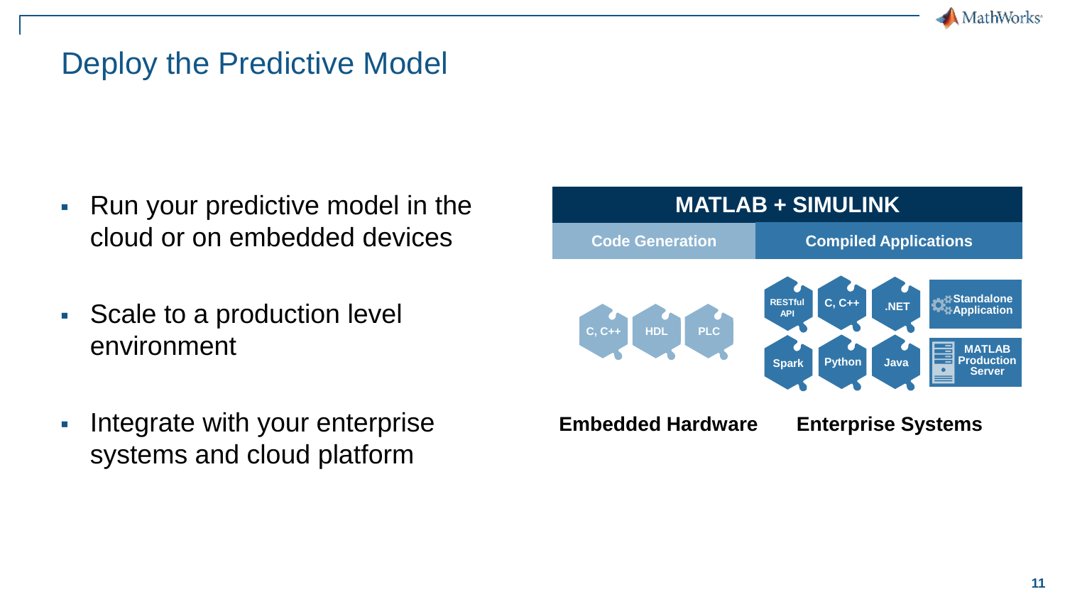# Deploy the Predictive Model

- Run your predictive model in the cloud or on embedded devices
- Scale to a production level environment
- Integrate with your enterprise systems and cloud platform

**MATLAB + SIMULINK**

| Code Generation | Compiled Applications |
|---|---|
| C, C++ / HDL / PLC | RESTful API / C, C++ / .NET / Standalone Application / Spark / Python / Java / MATLAB Production Server |
| **Embedded Hardware** | **Enterprise Systems** |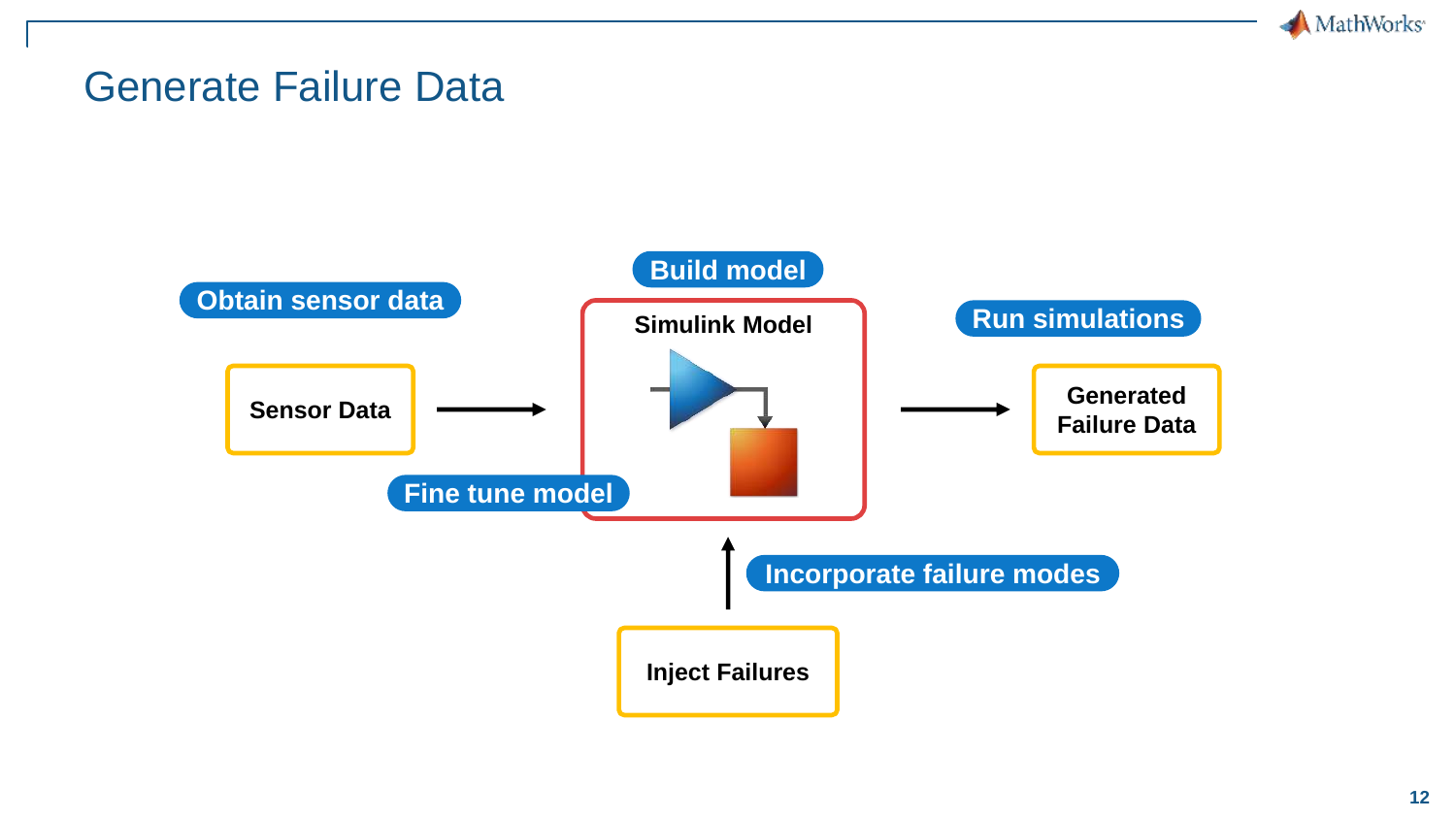# Generate Failure Data

Obtain sensor data

Sensor Data

Build model

Simulink Model

Fine tune model

Run simulations

Generated Failure Data

Incorporate failure modes

Inject Failures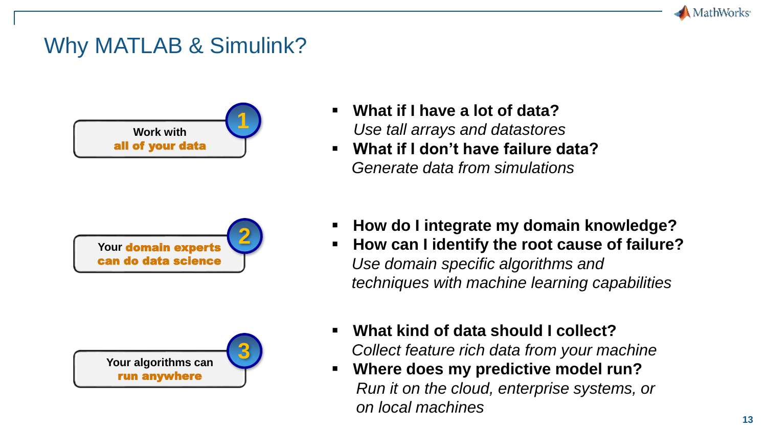# Why MATLAB & Simulink?

**1** Work with **all of your data**

- **What if I have a lot of data?**
  *Use tall arrays and datastores*
- **What if I don't have failure data?**
  *Generate data from simulations*

**2** Your **domain experts can do data science**

- **How do I integrate my domain knowledge?**
- **How can I identify the root cause of failure?**
  *Use domain specific algorithms and techniques with machine learning capabilities*

**3** Your algorithms can **run anywhere**

- **What kind of data should I collect?**
  *Collect feature rich data from your machine*
- **Where does my predictive model run?**
  *Run it on the cloud, enterprise systems, or on local machines*